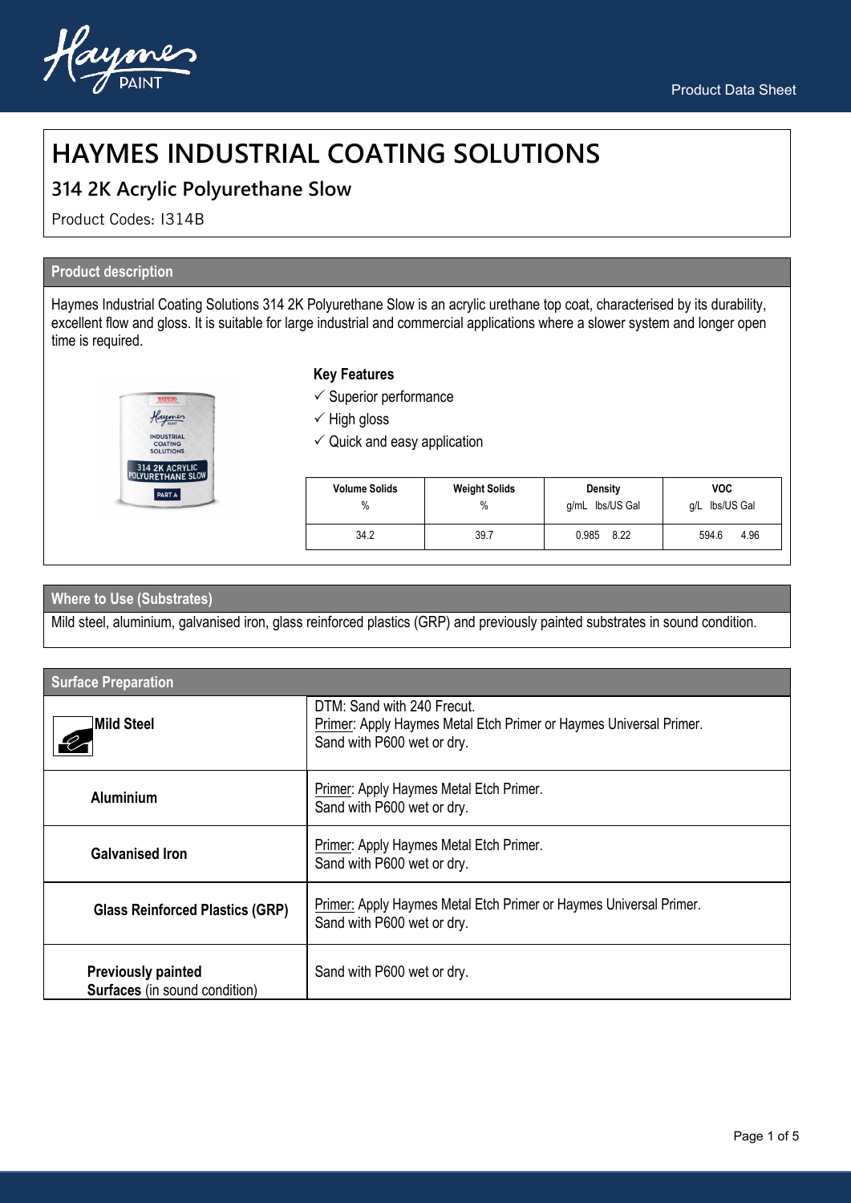# HAYMES INDUSTRIAL COATING SOLUTIONS

## 314 2K Acrylic Polyurethane Slow

Product Codes: I314B

### Product description

Haymes Industrial Coating Solutions 314 2K Polyurethane Slow is an acrylic urethane top coat, characterised by its durability, excellent flow and gloss. It is suitable for large industrial and commercial applications where a slower system and longer open time is required.

**Key Features**

- ✓ Superior performance
- ✓ High gloss
- ✓ Quick and easy application

| Volume Solids % | Weight Solids % | Density g/mL lbs/US Gal | VOC g/L lbs/US Gal |
|---|---|---|---|
| 34.2 | 39.7 | 0.985 8.22 | 594.6 4.96 |

### Where to Use (Substrates)

Mild steel, aluminium, galvanised iron, glass reinforced plastics (GRP) and previously painted substrates in sound condition.

### Surface Preparation

| | |
|---|---|
| **Mild Steel** | DTM: Sand with 240 Frecut.<br>Primer: Apply Haymes Metal Etch Primer or Haymes Universal Primer.<br>Sand with P600 wet or dry. |
| **Aluminium** | Primer: Apply Haymes Metal Etch Primer.<br>Sand with P600 wet or dry. |
| **Galvanised Iron** | Primer: Apply Haymes Metal Etch Primer.<br>Sand with P600 wet or dry. |
| **Glass Reinforced Plastics (GRP)** | Primer: Apply Haymes Metal Etch Primer or Haymes Universal Primer.<br>Sand with P600 wet or dry. |
| **Previously painted Surfaces** (in sound condition) | Sand with P600 wet or dry. |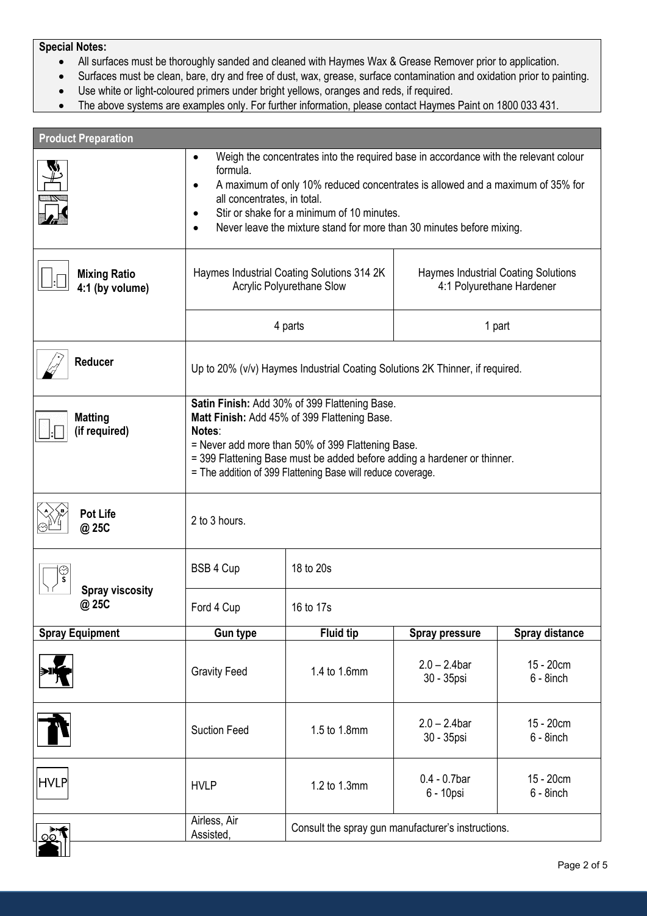**Special Notes:**

- All surfaces must be thoroughly sanded and cleaned with Haymes Wax & Grease Remover prior to application.
- Surfaces must be clean, bare, dry and free of dust, wax, grease, surface contamination and oxidation prior to painting.
- Use white or light-coloured primers under bright yellows, oranges and reds, if required.
- The above systems are examples only. For further information, please contact Haymes Paint on 1800 033 431.

## Product Preparation

- Weigh the concentrates into the required base in accordance with the relevant colour formula.
- A maximum of only 10% reduced concentrates is allowed and a maximum of 35% for all concentrates, in total.
- Stir or shake for a minimum of 10 minutes.
- Never leave the mixture stand for more than 30 minutes before mixing.

| | | |
|---|---|---|
| **Mixing Ratio 4:1 (by volume)** | Haymes Industrial Coating Solutions 314 2K Acrylic Polyurethane Slow | Haymes Industrial Coating Solutions 4:1 Polyurethane Hardener |
| | 4 parts | 1 part |

**Reducer**

Up to 20% (v/v) Haymes Industrial Coating Solutions 2K Thinner, if required.

**Matting (if required)**

**Satin Finish:** Add 30% of 399 Flattening Base.
**Matt Finish:** Add 45% of 399 Flattening Base.
**Notes**:
= Never add more than 50% of 399 Flattening Base.
= 399 Flattening Base must be added before adding a hardener or thinner.
= The addition of 399 Flattening Base will reduce coverage.

**Pot Life @ 25C**

2 to 3 hours.

| Spray viscosity @ 25C | |
|---|---|
| BSB 4 Cup | 18 to 20s |
| Ford 4 Cup | 16 to 17s |

| Spray Equipment | Gun type | Fluid tip | Spray pressure | Spray distance |
|---|---|---|---|---|
| | Gravity Feed | 1.4 to 1.6mm | 2.0 – 2.4bar 30 - 35psi | 15 - 20cm 6 - 8inch |
| | Suction Feed | 1.5 to 1.8mm | 2.0 – 2.4bar 30 - 35psi | 15 - 20cm 6 - 8inch |
| HVLP | HVLP | 1.2 to 1.3mm | 0.4 - 0.7bar 6 - 10psi | 15 - 20cm 6 - 8inch |
| | Airless, Air Assisted, | Consult the spray gun manufacturer's instructions. | | |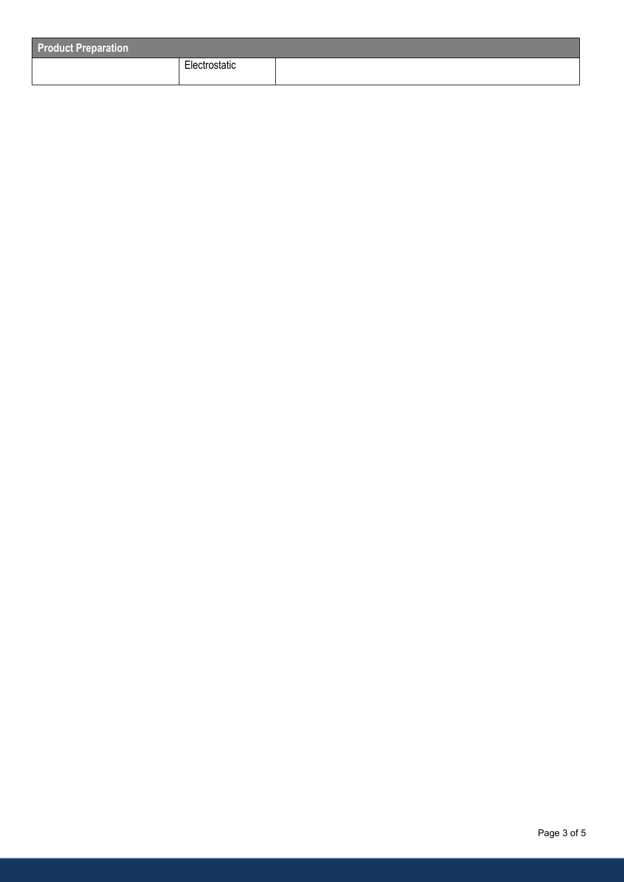| Product Preparation | | |
|---|---|---|
| | Electrostatic | |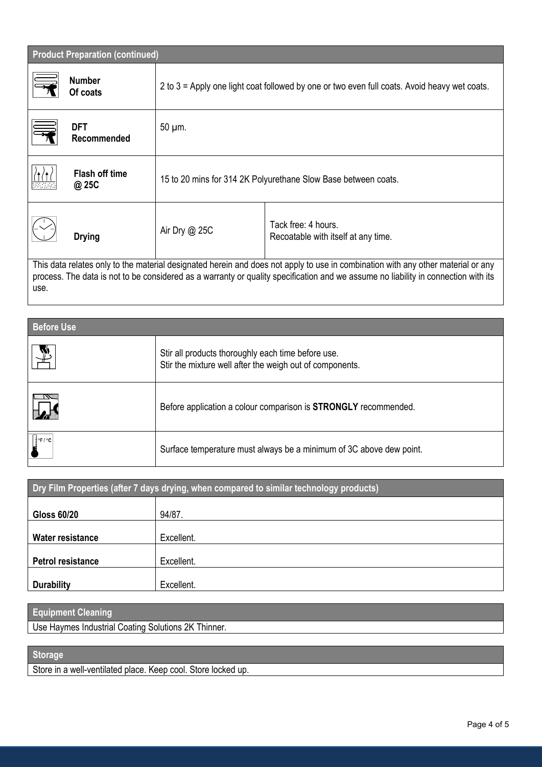## Product Preparation (continued)

| | | |
|---|---|---|
| **Number Of coats** | 2 to 3 = Apply one light coat followed by one or two even full coats. Avoid heavy wet coats. | |
| **DFT Recommended** | 50 µm. | |
| **Flash off time @ 25C** | 15 to 20 mins for 314 2K Polyurethane Slow Base between coats. | |
| **Drying** | Air Dry @ 25C | Tack free: 4 hours.<br>Recoatable with itself at any time. |

This data relates only to the material designated herein and does not apply to use in combination with any other material or any process. The data is not to be considered as a warranty or quality specification and we assume no liability in connection with its use.

## Before Use

- Stir all products thoroughly each time before use.
  Stir the mixture well after the weigh out of components.
- Before application a colour comparison is **STRONGLY** recommended.
- Surface temperature must always be a minimum of 3C above dew point.

## Dry Film Properties (after 7 days drying, when compared to similar technology products)

| | |
|---|---|
| **Gloss 60/20** | 94/87. |
| **Water resistance** | Excellent. |
| **Petrol resistance** | Excellent. |
| **Durability** | Excellent. |

## Equipment Cleaning

Use Haymes Industrial Coating Solutions 2K Thinner.

## Storage

Store in a well-ventilated place. Keep cool. Store locked up.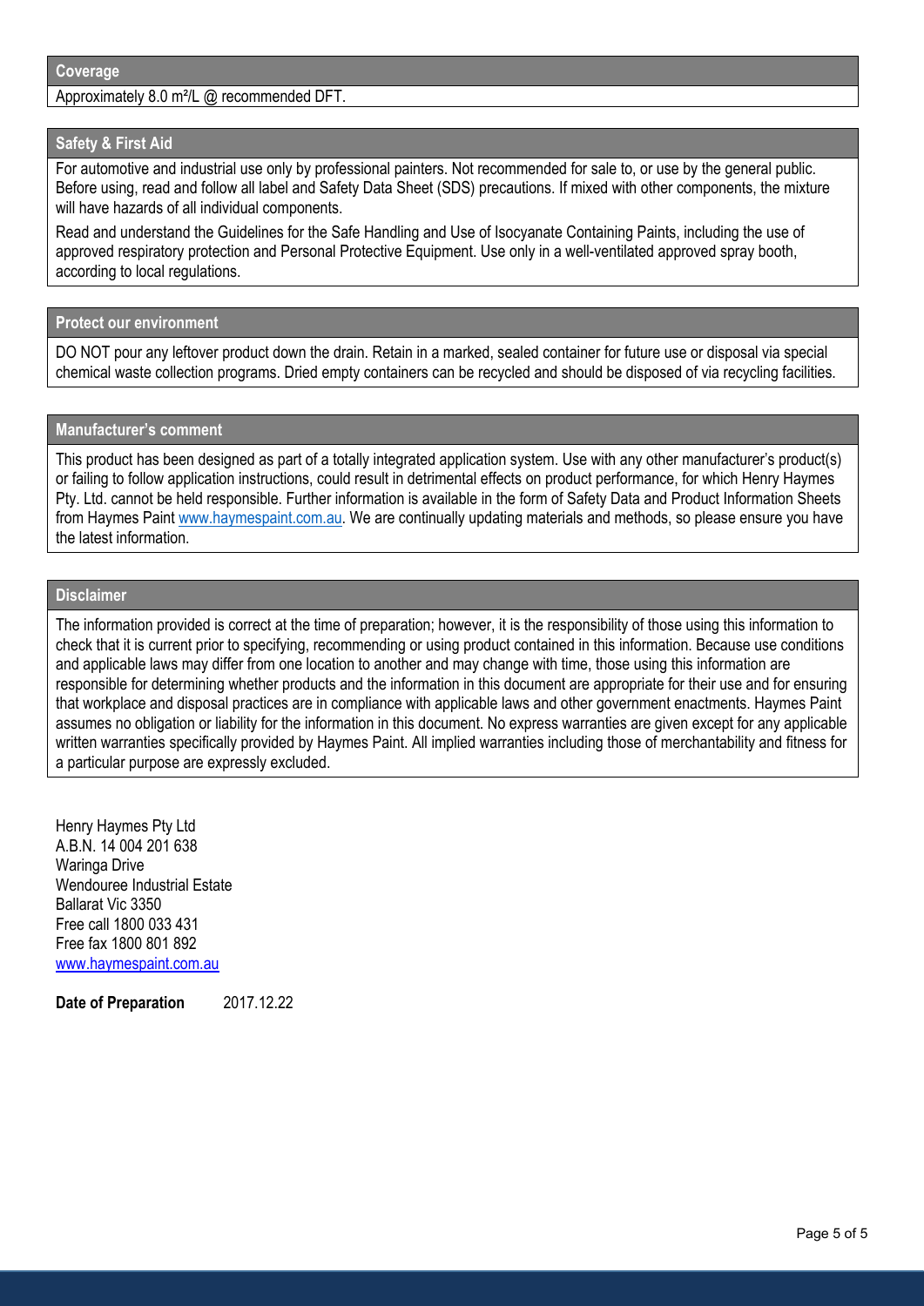## Coverage

Approximately 8.0 m²/L @ recommended DFT.

## Safety & First Aid

For automotive and industrial use only by professional painters. Not recommended for sale to, or use by the general public. Before using, read and follow all label and Safety Data Sheet (SDS) precautions. If mixed with other components, the mixture will have hazards of all individual components.

Read and understand the Guidelines for the Safe Handling and Use of Isocyanate Containing Paints, including the use of approved respiratory protection and Personal Protective Equipment. Use only in a well-ventilated approved spray booth, according to local regulations.

## Protect our environment

DO NOT pour any leftover product down the drain. Retain in a marked, sealed container for future use or disposal via special chemical waste collection programs. Dried empty containers can be recycled and should be disposed of via recycling facilities.

## Manufacturer's comment

This product has been designed as part of a totally integrated application system. Use with any other manufacturer's product(s) or failing to follow application instructions, could result in detrimental effects on product performance, for which Henry Haymes Pty. Ltd. cannot be held responsible. Further information is available in the form of Safety Data and Product Information Sheets from Haymes Paint www.haymespaint.com.au. We are continually updating materials and methods, so please ensure you have the latest information.

## Disclaimer

The information provided is correct at the time of preparation; however, it is the responsibility of those using this information to check that it is current prior to specifying, recommending or using product contained in this information. Because use conditions and applicable laws may differ from one location to another and may change with time, those using this information are responsible for determining whether products and the information in this document are appropriate for their use and for ensuring that workplace and disposal practices are in compliance with applicable laws and other government enactments. Haymes Paint assumes no obligation or liability for the information in this document. No express warranties are given except for any applicable written warranties specifically provided by Haymes Paint. All implied warranties including those of merchantability and fitness for a particular purpose are expressly excluded.

Henry Haymes Pty Ltd
A.B.N. 14 004 201 638
Waringa Drive
Wendouree Industrial Estate
Ballarat Vic 3350
Free call 1800 033 431
Free fax 1800 801 892
www.haymespaint.com.au

**Date of Preparation** 2017.12.22